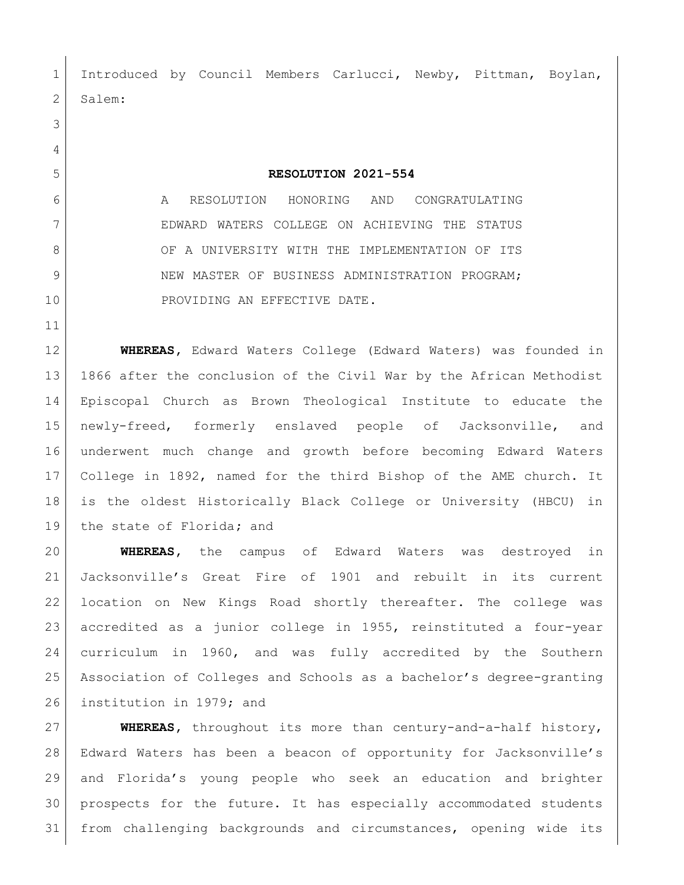Introduced by Council Members Carlucci, Newby, Pittman, Boylan, Salem:

**RESOLUTION 2021-554**

A RESOLUTION HONORING AND CONGRATULATING EDWARD WATERS COLLEGE ON ACHIEVING THE STATUS OF A UNIVERSITY WITH THE IMPLEMENTATION OF ITS NEW MASTER OF BUSINESS ADMINISTRATION PROGRAM; PROVIDING AN EFFECTIVE DATE.

**WHEREAS,** Edward Waters College (Edward Waters) was founded in 1866 after the conclusion of the Civil War by the African Methodist Episcopal Church as Brown Theological Institute to educate the newly-freed, formerly enslaved people of Jacksonville, and underwent much change and growth before becoming Edward Waters College in 1892, named for the third Bishop of the AME church. It is the oldest Historically Black College or University (HBCU) in the state of Florida; and

**WHEREAS,** the campus of Edward Waters was destroyed in Jacksonville's Great Fire of 1901 and rebuilt in its current location on New Kings Road shortly thereafter. The college was accredited as a junior college in 1955, reinstituted a four-year curriculum in 1960, and was fully accredited by the Southern Association of Colleges and Schools as a bachelor's degree-granting institution in 1979; and

**WHEREAS,** throughout its more than century-and-a-half history, Edward Waters has been a beacon of opportunity for Jacksonville's and Florida's young people who seek an education and brighter prospects for the future. It has especially accommodated students from challenging backgrounds and circumstances, opening wide its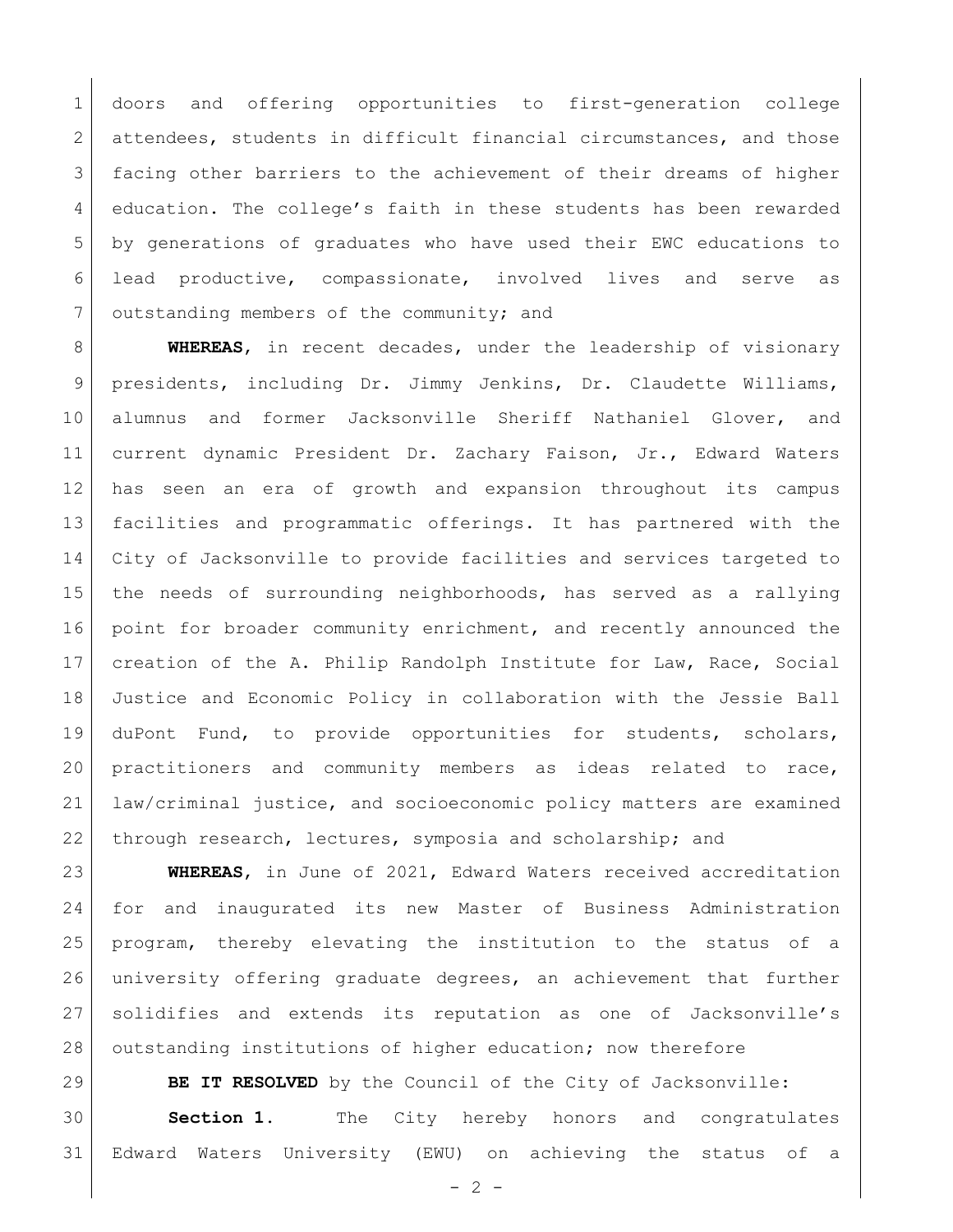doors and offering opportunities to first-generation college attendees, students in difficult financial circumstances, and those facing other barriers to the achievement of their dreams of higher education. The college's faith in these students has been rewarded by generations of graduates who have used their EWC educations to lead productive, compassionate, involved lives and serve as outstanding members of the community; and

**WHEREAS**, in recent decades, under the leadership of visionary presidents, including Dr. Jimmy Jenkins, Dr. Claudette Williams, alumnus and former Jacksonville Sheriff Nathaniel Glover, and current dynamic President Dr. Zachary Faison, Jr., Edward Waters has seen an era of growth and expansion throughout its campus facilities and programmatic offerings. It has partnered with the City of Jacksonville to provide facilities and services targeted to the needs of surrounding neighborhoods, has served as a rallying point for broader community enrichment, and recently announced the creation of the A. Philip Randolph Institute for Law, Race, Social Justice and Economic Policy in collaboration with the Jessie Ball duPont Fund, to provide opportunities for students, scholars, practitioners and community members as ideas related to race, law/criminal justice, and socioeconomic policy matters are examined through research, lectures, symposia and scholarship; and

**WHEREAS**, in June of 2021, Edward Waters received accreditation for and inaugurated its new Master of Business Administration program, thereby elevating the institution to the status of a university offering graduate degrees, an achievement that further solidifies and extends its reputation as one of Jacksonville's outstanding institutions of higher education; now therefore

**BE IT RESOLVED** by the Council of the City of Jacksonville:

**Section 1.** The City hereby honors and congratulates Edward Waters University (EWU) on achieving the status of a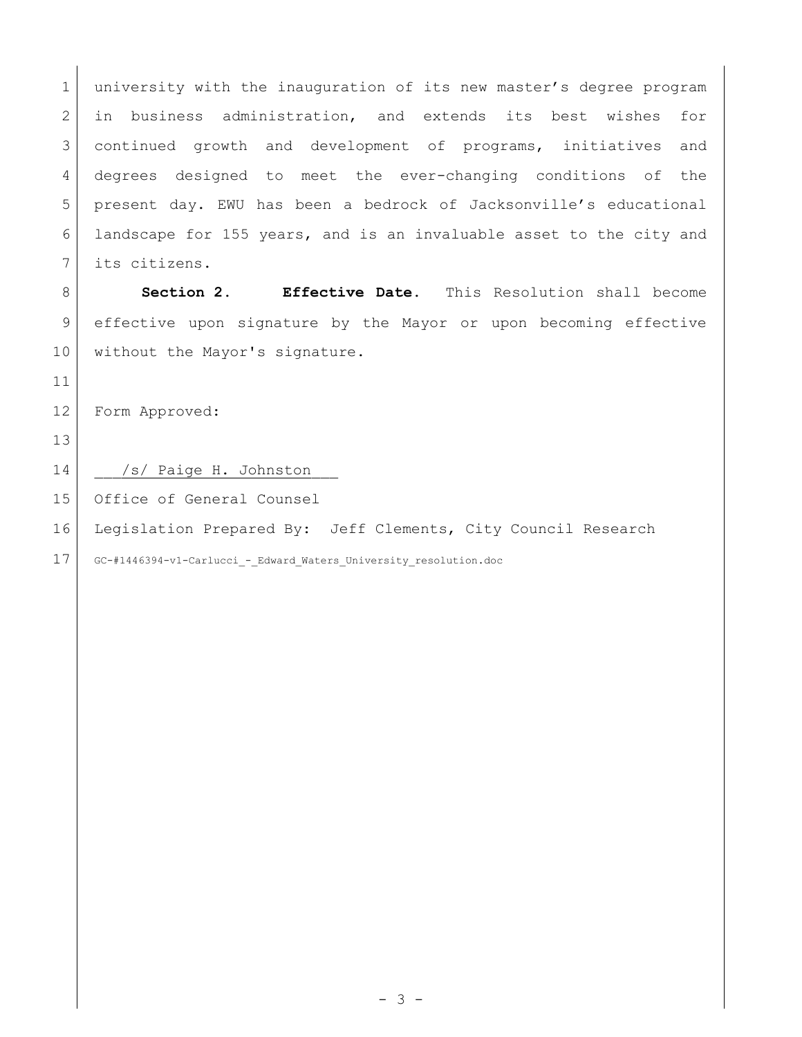university with the inauguration of its new master's degree program in business administration, and extends its best wishes for continued growth and development of programs, initiatives and degrees designed to meet the ever-changing conditions of the present day. EWU has been a bedrock of Jacksonville's educational landscape for 155 years, and is an invaluable asset to the city and its citizens.

**Section 2. Effective Date.** This Resolution shall become effective upon signature by the Mayor or upon becoming effective without the Mayor's signature.

Form Approved:

/s/ Paige H. Johnston

Office of General Counsel

Legislation Prepared By: Jeff Clements, City Council Research

GC-#1446394-v1-Carlucci_-_Edward_Waters_University_resolution.doc